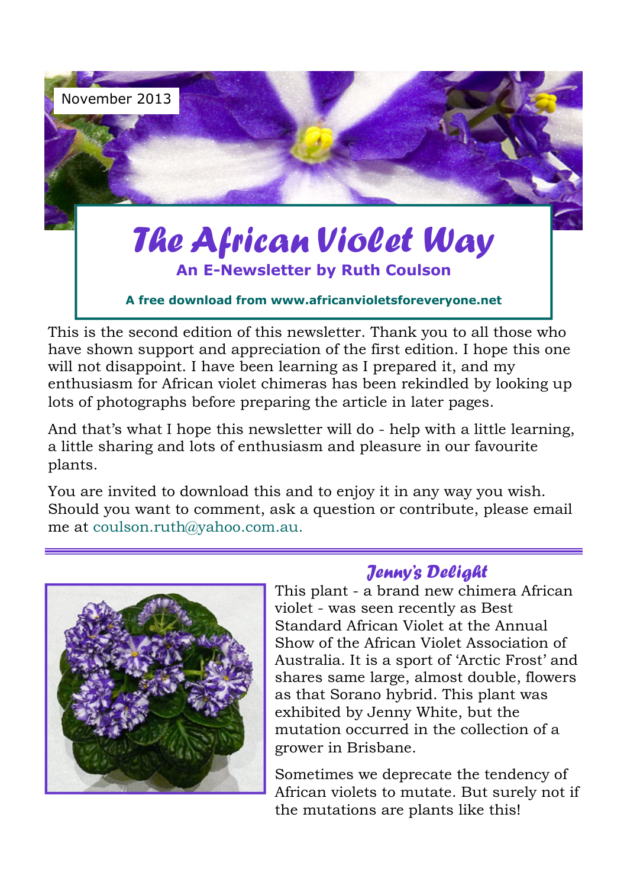November 2013

# The African Violet Way

**An E-Newsletter by Ruth Coulson**

**A free download from www.africanvioletsforeveryone.net**

This is the second edition of this newsletter. Thank you to all those who have shown support and appreciation of the first edition. I hope this one will not disappoint. I have been learning as I prepared it, and my enthusiasm for African violet chimeras has been rekindled by looking up lots of photographs before preparing the article in later pages.

And that's what I hope this newsletter will do - help with a little learning, a little sharing and lots of enthusiasm and pleasure in our favourite plants.

You are invited to download this and to enjoy it in any way you wish. Should you want to comment, ask a question or contribute, please email me at coulson.ruth@yahoo.com.au.

## Jenny's Delight

This plant - a brand new chimera African violet - was seen recently as Best Standard African Violet at the Annual Show of the African Violet Association of Australia. It is a sport of 'Arctic Frost' and shares same large, almost double, flowers as that Sorano hybrid. This plant was exhibited by Jenny White, but the mutation occurred in the collection of a grower in Brisbane.

Sometimes we deprecate the tendency of African violets to mutate. But surely not if the mutations are plants like this!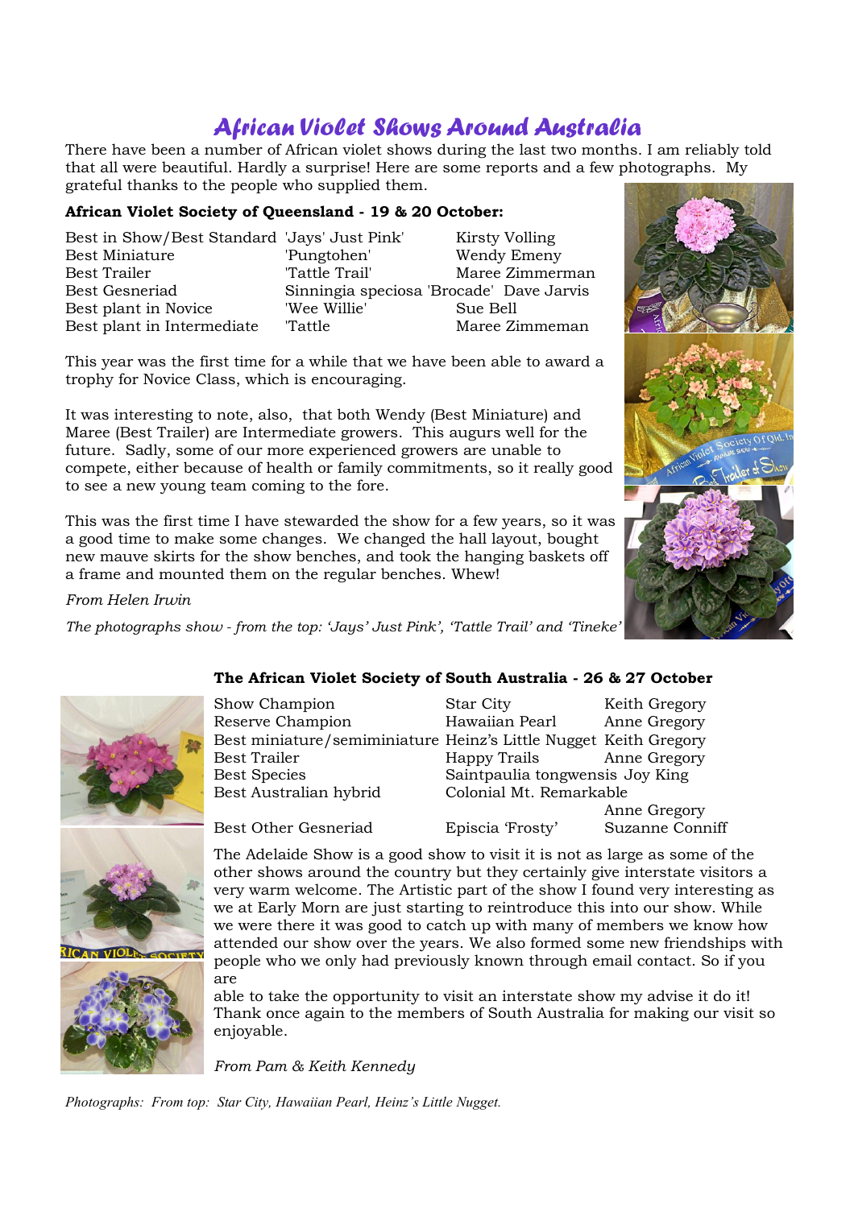# African Violet Shows Around Australia

There have been a number of African violet shows during the last two months. I am reliably told that all were beautiful. Hardly a surprise! Here are some reports and a few photographs. My grateful thanks to the people who supplied them.

**African Violet Society of Queensland - 19 & 20 October:**

| | | |
|---|---|---|
| Best in Show/Best Standard | 'Jays' Just Pink' | Kirsty Volling |
| Best Miniature | 'Pungtohen' | Wendy Emeny |
| Best Trailer | 'Tattle Trail' | Maree Zimmerman |
| Best Gesneriad | Sinningia speciosa 'Brocade' | Dave Jarvis |
| Best plant in Novice | 'Wee Willie' | Sue Bell |
| Best plant in Intermediate | 'Tattle | Maree Zimmeman |

This year was the first time for a while that we have been able to award a trophy for Novice Class, which is encouraging.

It was interesting to note, also, that both Wendy (Best Miniature) and Maree (Best Trailer) are Intermediate growers. This augurs well for the future. Sadly, some of our more experienced growers are unable to compete, either because of health or family commitments, so it really good to see a new young team coming to the fore.

This was the first time I have stewarded the show for a few years, so it was a good time to make some changes. We changed the hall layout, bought new mauve skirts for the show benches, and took the hanging baskets off a frame and mounted them on the regular benches. Whew!

*From Helen Irwin*

*The photographs show - from the top: 'Jays' Just Pink', 'Tattle Trail' and 'Tineke'*

**The African Violet Society of South Australia - 26 & 27 October**

| | | |
|---|---|---|
| Show Champion | Star City | Keith Gregory |
| Reserve Champion | Hawaiian Pearl | Anne Gregory |
| Best miniature/semiminiature | Heinz's Little Nugget | Keith Gregory |
| Best Trailer | Happy Trails | Anne Gregory |
| Best Species | Saintpaulia tongwensis | Joy King |
| Best Australian hybrid | Colonial Mt. Remarkable | Anne Gregory |
| Best Other Gesneriad | Episcia 'Frosty' | Suzanne Conniff |

The Adelaide Show is a good show to visit it is not as large as some of the other shows around the country but they certainly give interstate visitors a very warm welcome. The Artistic part of the show I found very interesting as we at Early Morn are just starting to reintroduce this into our show. While we were there it was good to catch up with many of members we know how attended our show over the years. We also formed some new friendships with people who we only had previously known through email contact. So if you are able to take the opportunity to visit an interstate show my advise it do it! Thank once again to the members of South Australia for making our visit so enjoyable.

*From Pam & Keith Kennedy*

*Photographs: From top: Star City, Hawaiian Pearl, Heinz's Little Nugget.*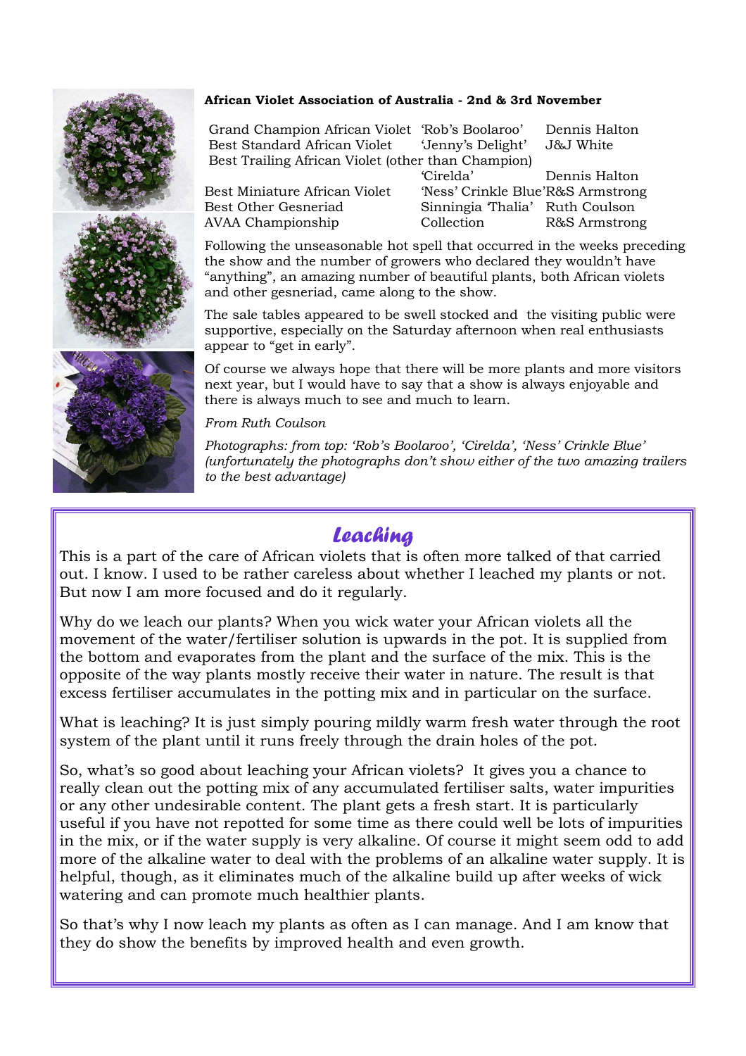**African Violet Association of Australia - 2nd & 3rd November**

| | | |
|---|---|---|
| Grand Champion African Violet | 'Rob's Boolaroo' | Dennis Halton |
| Best Standard African Violet | 'Jenny's Delight' | J&J White |
| Best Trailing African Violet (other than Champion) | 'Cirelda' | Dennis Halton |
| Best Miniature African Violet | 'Ness' Crinkle Blue' | R&S Armstrong |
| Best Other Gesneriad | Sinningia 'Thalia' | Ruth Coulson |
| AVAA Championship | Collection | R&S Armstrong |

Following the unseasonable hot spell that occurred in the weeks preceding the show and the number of growers who declared they wouldn't have "anything", an amazing number of beautiful plants, both African violets and other gesneriad, came along to the show.

The sale tables appeared to be swell stocked and the visiting public were supportive, especially on the Saturday afternoon when real enthusiasts appear to "get in early".

Of course we always hope that there will be more plants and more visitors next year, but I would have to say that a show is always enjoyable and there is always much to see and much to learn.

*From Ruth Coulson*

*Photographs: from top: 'Rob's Boolaroo', 'Cirelda', 'Ness' Crinkle Blue' (unfortunately the photographs don't show either of the two amazing trailers to the best advantage)*

## Leaching

This is a part of the care of African violets that is often more talked of that carried out. I know. I used to be rather careless about whether I leached my plants or not. But now I am more focused and do it regularly.

Why do we leach our plants? When you wick water your African violets all the movement of the water/fertiliser solution is upwards in the pot. It is supplied from the bottom and evaporates from the plant and the surface of the mix. This is the opposite of the way plants mostly receive their water in nature. The result is that excess fertiliser accumulates in the potting mix and in particular on the surface.

What is leaching? It is just simply pouring mildly warm fresh water through the root system of the plant until it runs freely through the drain holes of the pot.

So, what's so good about leaching your African violets? It gives you a chance to really clean out the potting mix of any accumulated fertiliser salts, water impurities or any other undesirable content. The plant gets a fresh start. It is particularly useful if you have not repotted for some time as there could well be lots of impurities in the mix, or if the water supply is very alkaline. Of course it might seem odd to add more of the alkaline water to deal with the problems of an alkaline water supply. It is helpful, though, as it eliminates much of the alkaline build up after weeks of wick watering and can promote much healthier plants.

So that's why I now leach my plants as often as I can manage. And I am know that they do show the benefits by improved health and even growth.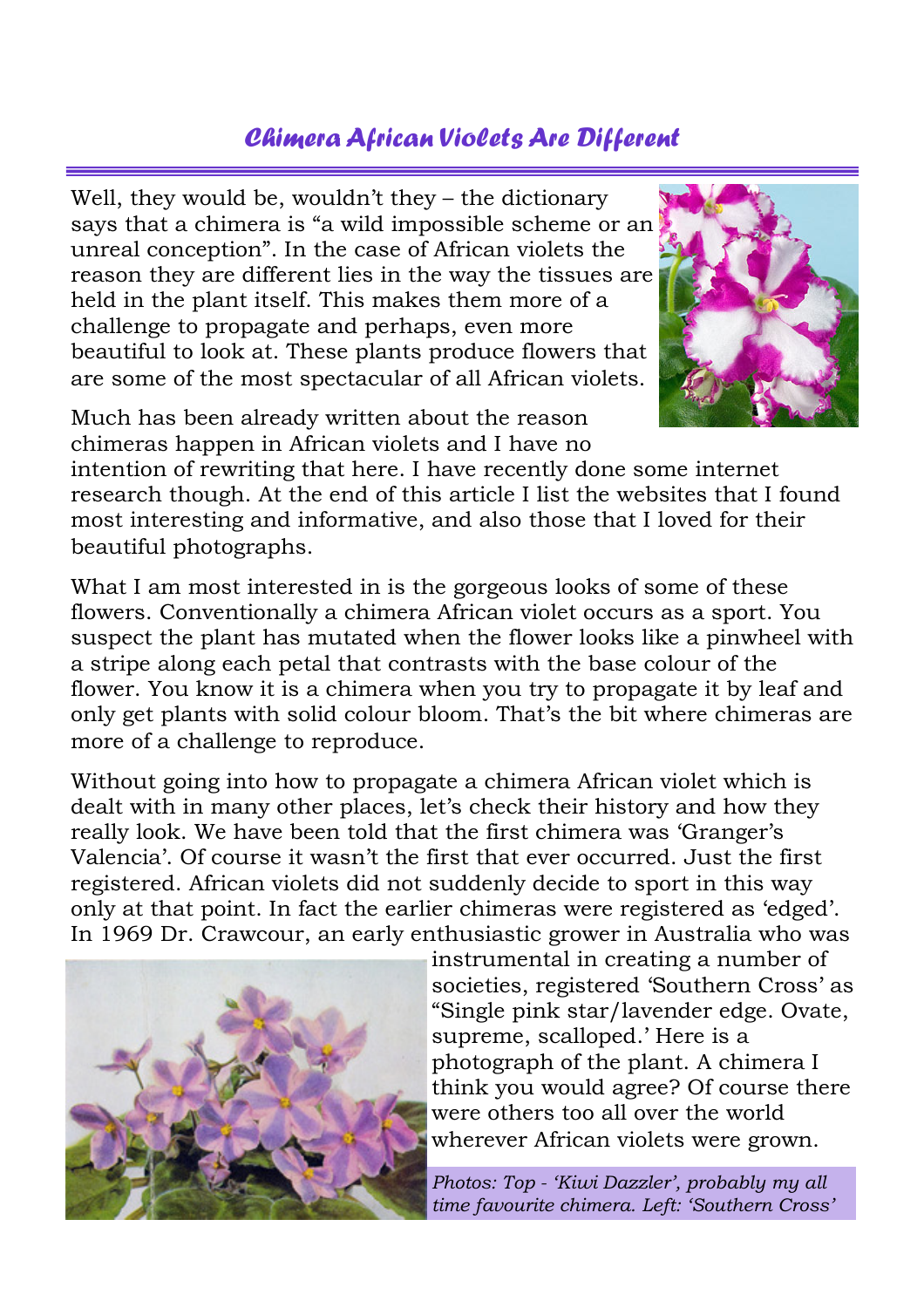## *Chimera African Violets Are Different*

Well, they would be, wouldn't they – the dictionary says that a chimera is "a wild impossible scheme or an unreal conception". In the case of African violets the reason they are different lies in the way the tissues are held in the plant itself. This makes them more of a challenge to propagate and perhaps, even more beautiful to look at. These plants produce flowers that are some of the most spectacular of all African violets.

Much has been already written about the reason chimeras happen in African violets and I have no intention of rewriting that here. I have recently done some internet research though. At the end of this article I list the websites that I found most interesting and informative, and also those that I loved for their beautiful photographs.

What I am most interested in is the gorgeous looks of some of these flowers. Conventionally a chimera African violet occurs as a sport. You suspect the plant has mutated when the flower looks like a pinwheel with a stripe along each petal that contrasts with the base colour of the flower. You know it is a chimera when you try to propagate it by leaf and only get plants with solid colour bloom. That's the bit where chimeras are more of a challenge to reproduce.

Without going into how to propagate a chimera African violet which is dealt with in many other places, let's check their history and how they really look. We have been told that the first chimera was 'Granger's Valencia'. Of course it wasn't the first that ever occurred. Just the first registered. African violets did not suddenly decide to sport in this way only at that point. In fact the earlier chimeras were registered as 'edged'. In 1969 Dr. Crawcour, an early enthusiastic grower in Australia who was instrumental in creating a number of societies, registered 'Southern Cross' as "Single pink star/lavender edge. Ovate, supreme, scalloped.' Here is a photograph of the plant. A chimera I think you would agree? Of course there were others too all over the world wherever African violets were grown.

*Photos: Top - 'Kiwi Dazzler', probably my all time favourite chimera. Left: 'Southern Cross'*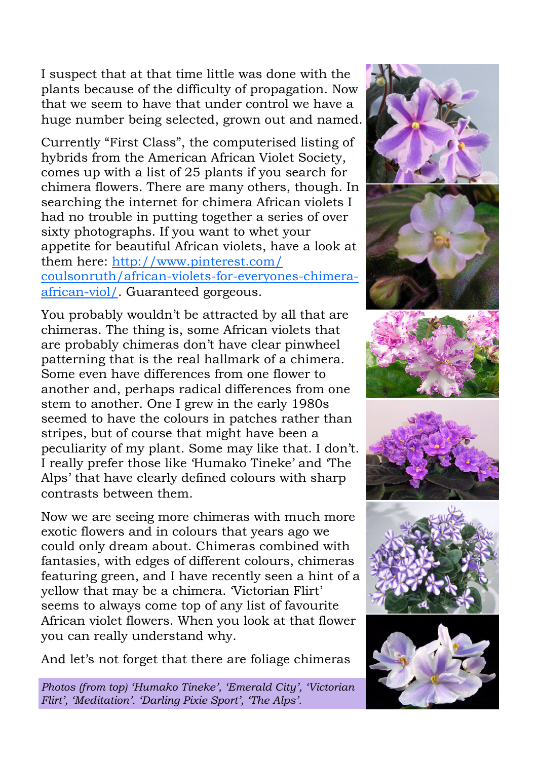I suspect that at that time little was done with the plants because of the difficulty of propagation. Now that we seem to have that under control we have a huge number being selected, grown out and named.

Currently "First Class", the computerised listing of hybrids from the American African Violet Society, comes up with a list of 25 plants if you search for chimera flowers. There are many others, though. In searching the internet for chimera African violets I had no trouble in putting together a series of over sixty photographs. If you want to whet your appetite for beautiful African violets, have a look at them here: [http://www.pinterest.com/coulsonruth/african-violets-for-everyones-chimera-african-viol/](http://www.pinterest.com/coulsonruth/african-violets-for-everyones-chimera-african-viol/). Guaranteed gorgeous.

You probably wouldn't be attracted by all that are chimeras. The thing is, some African violets that are probably chimeras don't have clear pinwheel patterning that is the real hallmark of a chimera. Some even have differences from one flower to another and, perhaps radical differences from one stem to another. One I grew in the early 1980s seemed to have the colours in patches rather than stripes, but of course that might have been a peculiarity of my plant. Some may like that. I don't. I really prefer those like 'Humako Tineke' and 'The Alps' that have clearly defined colours with sharp contrasts between them.

Now we are seeing more chimeras with much more exotic flowers and in colours that years ago we could only dream about. Chimeras combined with fantasies, with edges of different colours, chimeras featuring green, and I have recently seen a hint of a yellow that may be a chimera. 'Victorian Flirt' seems to always come top of any list of favourite African violet flowers. When you look at that flower you can really understand why.

And let's not forget that there are foliage chimeras

*Photos (from top) 'Humako Tineke', 'Emerald City', 'Victorian Flirt', 'Meditation'. 'Darling Pixie Sport', 'The Alps'.*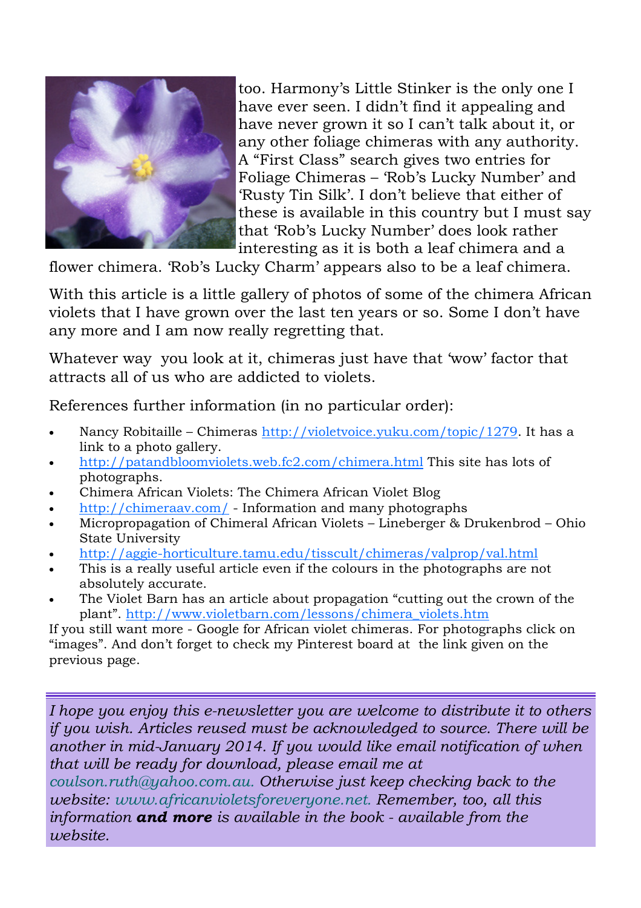too. Harmony's Little Stinker is the only one I have ever seen. I didn't find it appealing and have never grown it so I can't talk about it, or any other foliage chimeras with any authority. A "First Class" search gives two entries for Foliage Chimeras – 'Rob's Lucky Number' and 'Rusty Tin Silk'. I don't believe that either of these is available in this country but I must say that 'Rob's Lucky Number' does look rather interesting as it is both a leaf chimera and a flower chimera. 'Rob's Lucky Charm' appears also to be a leaf chimera.

With this article is a little gallery of photos of some of the chimera African violets that I have grown over the last ten years or so. Some I don't have any more and I am now really regretting that.

Whatever way you look at it, chimeras just have that 'wow' factor that attracts all of us who are addicted to violets.

References further information (in no particular order):

- Nancy Robitaille – Chimeras http://violetvoice.yuku.com/topic/1279. It has a link to a photo gallery.
- http://patandbloomviolets.web.fc2.com/chimera.html This site has lots of photographs.
- Chimera African Violets: The Chimera African Violet Blog
- http://chimeraav.com/ - Information and many photographs
- Micropropagation of Chimeral African Violets – Lineberger & Drukenbrod – Ohio State University
- http://aggie-horticulture.tamu.edu/tisscult/chimeras/valprop/val.html
- This is a really useful article even if the colours in the photographs are not absolutely accurate.
- The Violet Barn has an article about propagation "cutting out the crown of the plant". http://www.violetbarn.com/lessons/chimera_violets.htm

If you still want more - Google for African violet chimeras. For photographs click on "images". And don't forget to check my Pinterest board at the link given on the previous page.

---

*I hope you enjoy this e-newsletter you are welcome to distribute it to others if you wish. Articles reused must be acknowledged to source. There will be another in mid-January 2014. If you would like email notification of when that will be ready for download, please email me at coulson.ruth@yahoo.com.au. Otherwise just keep checking back to the website: www.africanvioletsforeveryone.net. Remember, too, all this information* ***and more*** *is available in the book - available from the website.*